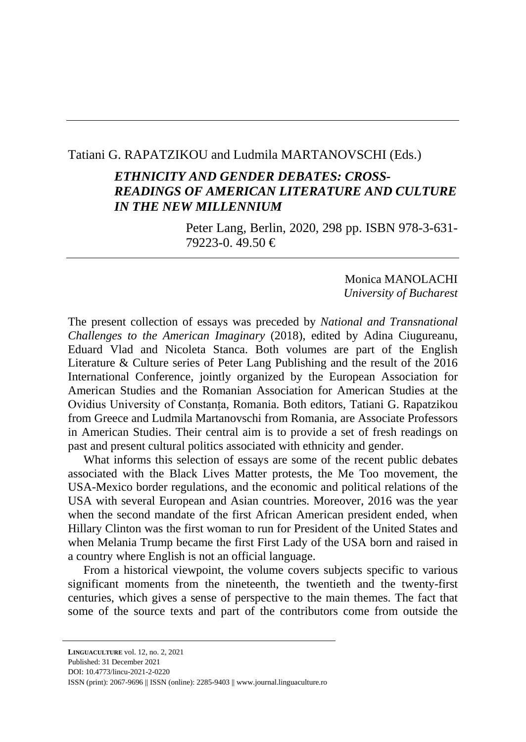Tatiani G. RAPATZIKOU and Ludmila MARTANOVSCHI (Eds.)

***ETHNICITY AND GENDER DEBATES: CROSS-READINGS OF AMERICAN LITERATURE AND CULTURE IN THE NEW MILLENNIUM***

Peter Lang, Berlin, 2020, 298 pp. ISBN 978-3-631-79223-0. 49.50 €

Monica MANOLACHI
*University of Bucharest*

The present collection of essays was preceded by *National and Transnational Challenges to the American Imaginary* (2018), edited by Adina Ciugureanu, Eduard Vlad and Nicoleta Stanca. Both volumes are part of the English Literature & Culture series of Peter Lang Publishing and the result of the 2016 International Conference, jointly organized by the European Association for American Studies and the Romanian Association for American Studies at the Ovidius University of Constanța, Romania. Both editors, Tatiani G. Rapatzikou from Greece and Ludmila Martanovschi from Romania, are Associate Professors in American Studies. Their central aim is to provide a set of fresh readings on past and present cultural politics associated with ethnicity and gender.

What informs this selection of essays are some of the recent public debates associated with the Black Lives Matter protests, the Me Too movement, the USA-Mexico border regulations, and the economic and political relations of the USA with several European and Asian countries. Moreover, 2016 was the year when the second mandate of the first African American president ended, when Hillary Clinton was the first woman to run for President of the United States and when Melania Trump became the first First Lady of the USA born and raised in a country where English is not an official language.

From a historical viewpoint, the volume covers subjects specific to various significant moments from the nineteenth, the twentieth and the twenty-first centuries, which gives a sense of perspective to the main themes. The fact that some of the source texts and part of the contributors come from outside the

**LINGUACULTURE** vol. 12, no. 2, 2021
Published: 31 December 2021
DOI: 10.4773/lincu-2021-2-0220
ISSN (print): 2067-9696 || ISSN (online): 2285-9403 || www.journal.linguaculture.ro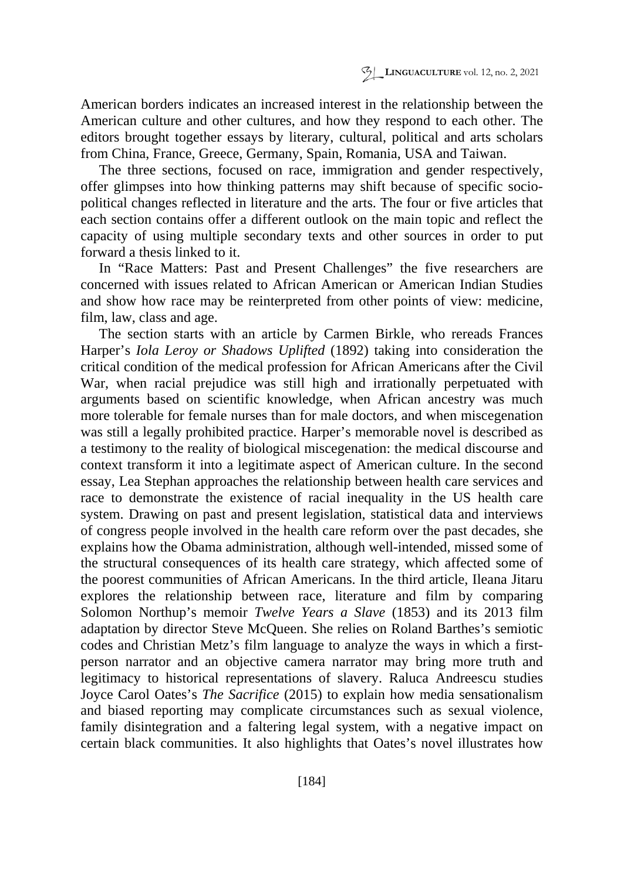American borders indicates an increased interest in the relationship between the American culture and other cultures, and how they respond to each other. The editors brought together essays by literary, cultural, political and arts scholars from China, France, Greece, Germany, Spain, Romania, USA and Taiwan.

The three sections, focused on race, immigration and gender respectively, offer glimpses into how thinking patterns may shift because of specific socio-political changes reflected in literature and the arts. The four or five articles that each section contains offer a different outlook on the main topic and reflect the capacity of using multiple secondary texts and other sources in order to put forward a thesis linked to it.

In "Race Matters: Past and Present Challenges" the five researchers are concerned with issues related to African American or American Indian Studies and show how race may be reinterpreted from other points of view: medicine, film, law, class and age.

The section starts with an article by Carmen Birkle, who rereads Frances Harper's *Iola Leroy or Shadows Uplifted* (1892) taking into consideration the critical condition of the medical profession for African Americans after the Civil War, when racial prejudice was still high and irrationally perpetuated with arguments based on scientific knowledge, when African ancestry was much more tolerable for female nurses than for male doctors, and when miscegenation was still a legally prohibited practice. Harper's memorable novel is described as a testimony to the reality of biological miscegenation: the medical discourse and context transform it into a legitimate aspect of American culture. In the second essay, Lea Stephan approaches the relationship between health care services and race to demonstrate the existence of racial inequality in the US health care system. Drawing on past and present legislation, statistical data and interviews of congress people involved in the health care reform over the past decades, she explains how the Obama administration, although well-intended, missed some of the structural consequences of its health care strategy, which affected some of the poorest communities of African Americans. In the third article, Ileana Jitaru explores the relationship between race, literature and film by comparing Solomon Northup's memoir *Twelve Years a Slave* (1853) and its 2013 film adaptation by director Steve McQueen. She relies on Roland Barthes's semiotic codes and Christian Metz's film language to analyze the ways in which a first-person narrator and an objective camera narrator may bring more truth and legitimacy to historical representations of slavery. Raluca Andreescu studies Joyce Carol Oates's *The Sacrifice* (2015) to explain how media sensationalism and biased reporting may complicate circumstances such as sexual violence, family disintegration and a faltering legal system, with a negative impact on certain black communities. It also highlights that Oates's novel illustrates how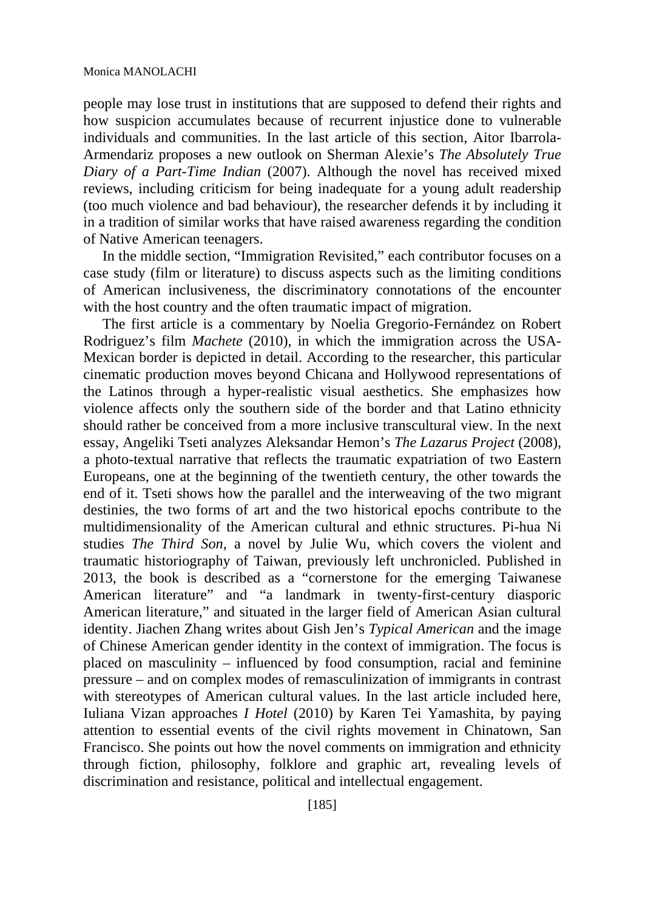people may lose trust in institutions that are supposed to defend their rights and how suspicion accumulates because of recurrent injustice done to vulnerable individuals and communities. In the last article of this section, Aitor Ibarrola-Armendariz proposes a new outlook on Sherman Alexie's *The Absolutely True Diary of a Part-Time Indian* (2007). Although the novel has received mixed reviews, including criticism for being inadequate for a young adult readership (too much violence and bad behaviour), the researcher defends it by including it in a tradition of similar works that have raised awareness regarding the condition of Native American teenagers.

In the middle section, "Immigration Revisited," each contributor focuses on a case study (film or literature) to discuss aspects such as the limiting conditions of American inclusiveness, the discriminatory connotations of the encounter with the host country and the often traumatic impact of migration.

The first article is a commentary by Noelia Gregorio-Fernández on Robert Rodriguez's film *Machete* (2010), in which the immigration across the USA-Mexican border is depicted in detail. According to the researcher, this particular cinematic production moves beyond Chicana and Hollywood representations of the Latinos through a hyper-realistic visual aesthetics. She emphasizes how violence affects only the southern side of the border and that Latino ethnicity should rather be conceived from a more inclusive transcultural view. In the next essay, Angeliki Tseti analyzes Aleksandar Hemon's *The Lazarus Project* (2008), a photo-textual narrative that reflects the traumatic expatriation of two Eastern Europeans, one at the beginning of the twentieth century, the other towards the end of it. Tseti shows how the parallel and the interweaving of the two migrant destinies, the two forms of art and the two historical epochs contribute to the multidimensionality of the American cultural and ethnic structures. Pi-hua Ni studies *The Third Son*, a novel by Julie Wu, which covers the violent and traumatic historiography of Taiwan, previously left unchronicled. Published in 2013, the book is described as a "cornerstone for the emerging Taiwanese American literature" and "a landmark in twenty-first-century diasporic American literature," and situated in the larger field of American Asian cultural identity. Jiachen Zhang writes about Gish Jen's *Typical American* and the image of Chinese American gender identity in the context of immigration. The focus is placed on masculinity – influenced by food consumption, racial and feminine pressure – and on complex modes of remasculinization of immigrants in contrast with stereotypes of American cultural values. In the last article included here, Iuliana Vizan approaches *I Hotel* (2010) by Karen Tei Yamashita, by paying attention to essential events of the civil rights movement in Chinatown, San Francisco. She points out how the novel comments on immigration and ethnicity through fiction, philosophy, folklore and graphic art, revealing levels of discrimination and resistance, political and intellectual engagement.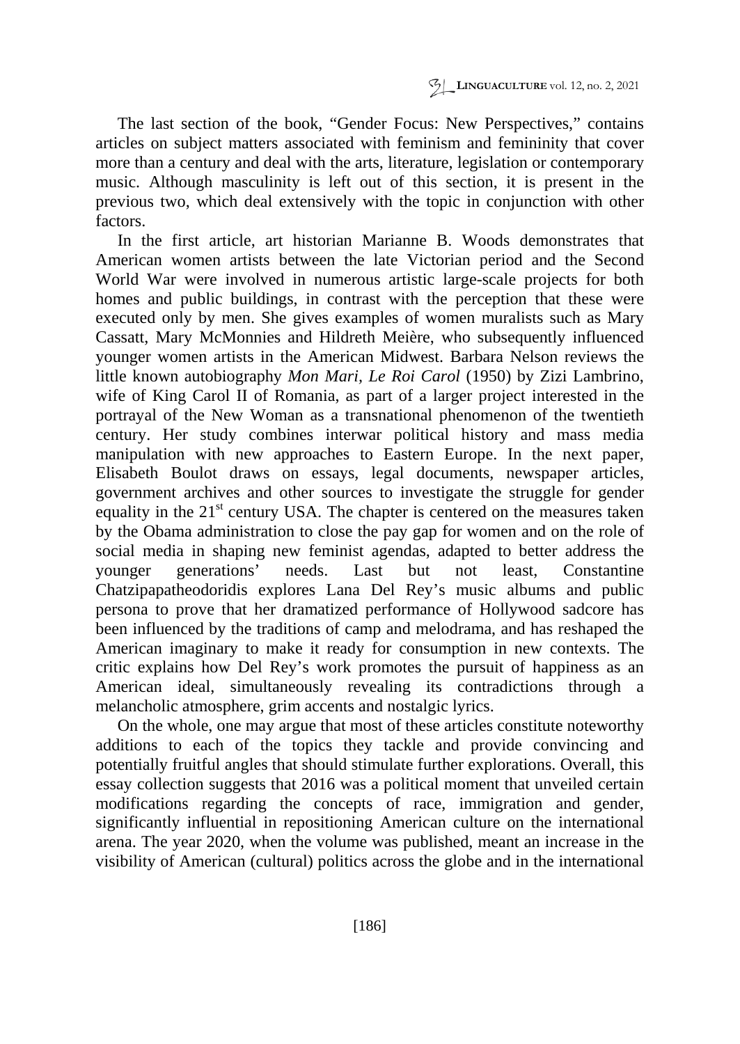The last section of the book, "Gender Focus: New Perspectives," contains articles on subject matters associated with feminism and femininity that cover more than a century and deal with the arts, literature, legislation or contemporary music. Although masculinity is left out of this section, it is present in the previous two, which deal extensively with the topic in conjunction with other factors.

In the first article, art historian Marianne B. Woods demonstrates that American women artists between the late Victorian period and the Second World War were involved in numerous artistic large-scale projects for both homes and public buildings, in contrast with the perception that these were executed only by men. She gives examples of women muralists such as Mary Cassatt, Mary McMonnies and Hildreth Meière, who subsequently influenced younger women artists in the American Midwest. Barbara Nelson reviews the little known autobiography *Mon Mari, Le Roi Carol* (1950) by Zizi Lambrino, wife of King Carol II of Romania, as part of a larger project interested in the portrayal of the New Woman as a transnational phenomenon of the twentieth century. Her study combines interwar political history and mass media manipulation with new approaches to Eastern Europe. In the next paper, Elisabeth Boulot draws on essays, legal documents, newspaper articles, government archives and other sources to investigate the struggle for gender equality in the 21st century USA. The chapter is centered on the measures taken by the Obama administration to close the pay gap for women and on the role of social media in shaping new feminist agendas, adapted to better address the younger generations' needs. Last but not least, Constantine Chatzipapatheodoridis explores Lana Del Rey's music albums and public persona to prove that her dramatized performance of Hollywood sadcore has been influenced by the traditions of camp and melodrama, and has reshaped the American imaginary to make it ready for consumption in new contexts. The critic explains how Del Rey's work promotes the pursuit of happiness as an American ideal, simultaneously revealing its contradictions through a melancholic atmosphere, grim accents and nostalgic lyrics.

On the whole, one may argue that most of these articles constitute noteworthy additions to each of the topics they tackle and provide convincing and potentially fruitful angles that should stimulate further explorations. Overall, this essay collection suggests that 2016 was a political moment that unveiled certain modifications regarding the concepts of race, immigration and gender, significantly influential in repositioning American culture on the international arena. The year 2020, when the volume was published, meant an increase in the visibility of American (cultural) politics across the globe and in the international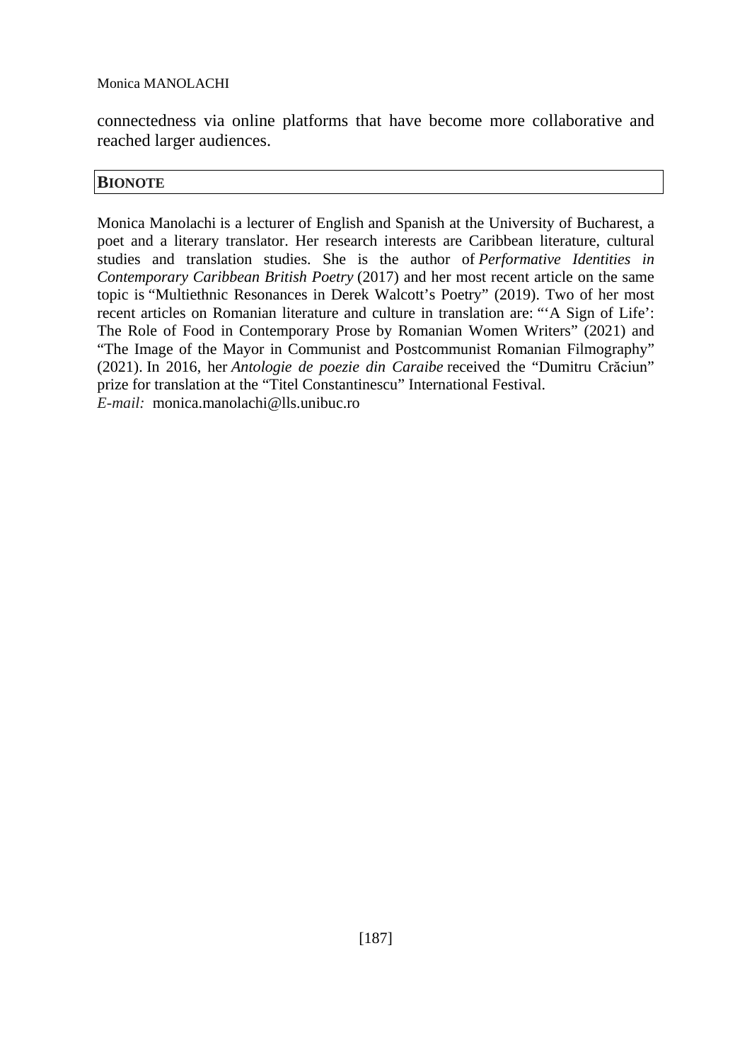connectedness via online platforms that have become more collaborative and reached larger audiences.

## BIONOTE

Monica Manolachi is a lecturer of English and Spanish at the University of Bucharest, a poet and a literary translator. Her research interests are Caribbean literature, cultural studies and translation studies. She is the author of *Performative Identities in Contemporary Caribbean British Poetry* (2017) and her most recent article on the same topic is "Multiethnic Resonances in Derek Walcott's Poetry" (2019). Two of her most recent articles on Romanian literature and culture in translation are: "'A Sign of Life': The Role of Food in Contemporary Prose by Romanian Women Writers" (2021) and "The Image of the Mayor in Communist and Postcommunist Romanian Filmography" (2021). In 2016, her *Antologie de poezie din Caraibe* received the "Dumitru Crăciun" prize for translation at the "Titel Constantinescu" International Festival.
*E-mail:* monica.manolachi@lls.unibuc.ro